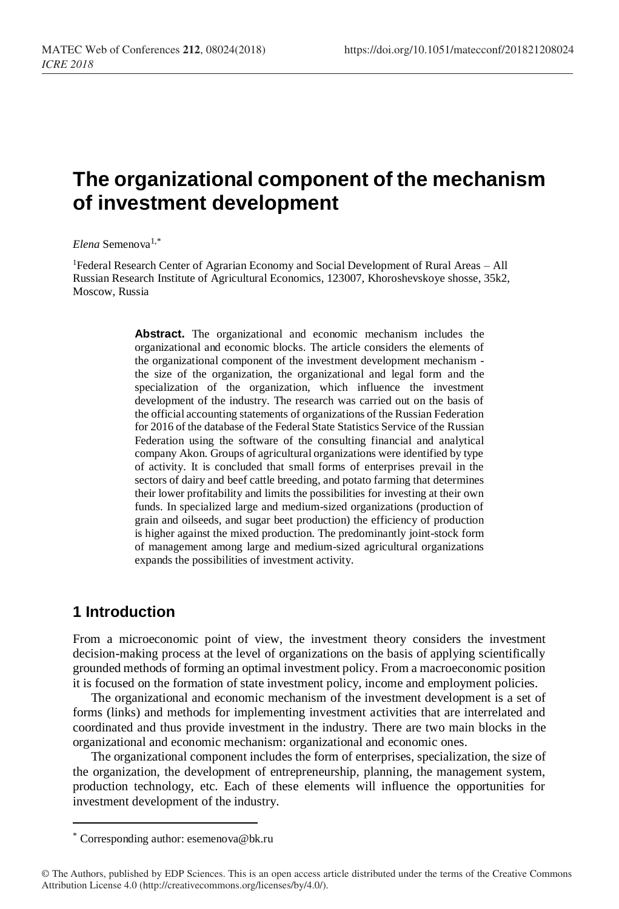# The organizational component of the mechanism of investment development

*Elena* Semenova[1,*]

[1]Federal Research Center of Agrarian Economy and Social Development of Rural Areas – All Russian Research Institute of Agricultural Economics, 123007, Khoroshevskoye shosse, 35k2, Moscow, Russia

**Abstract.** The organizational and economic mechanism includes the organizational and economic blocks. The article considers the elements of the organizational component of the investment development mechanism - the size of the organization, the organizational and legal form and the specialization of the organization, which influence the investment development of the industry. The research was carried out on the basis of the official accounting statements of organizations of the Russian Federation for 2016 of the database of the Federal State Statistics Service of the Russian Federation using the software of the consulting financial and analytical company Akon. Groups of agricultural organizations were identified by type of activity. It is concluded that small forms of enterprises prevail in the sectors of dairy and beef cattle breeding, and potato farming that determines their lower profitability and limits the possibilities for investing at their own funds. In specialized large and medium-sized organizations (production of grain and oilseeds, and sugar beet production) the efficiency of production is higher against the mixed production. The predominantly joint-stock form of management among large and medium-sized agricultural organizations expands the possibilities of investment activity.

## 1 Introduction

From a microeconomic point of view, the investment theory considers the investment decision-making process at the level of organizations on the basis of applying scientifically grounded methods of forming an optimal investment policy. From a macroeconomic position it is focused on the formation of state investment policy, income and employment policies.

The organizational and economic mechanism of the investment development is a set of forms (links) and methods for implementing investment activities that are interrelated and coordinated and thus provide investment in the industry. There are two main blocks in the organizational and economic mechanism: organizational and economic ones.

The organizational component includes the form of enterprises, specialization, the size of the organization, the development of entrepreneurship, planning, the management system, production technology, etc. Each of these elements will influence the opportunities for investment development of the industry.

[*] Corresponding author: esemenova@bk.ru

© The Authors, published by EDP Sciences. This is an open access article distributed under the terms of the Creative Commons Attribution License 4.0 (http://creativecommons.org/licenses/by/4.0/).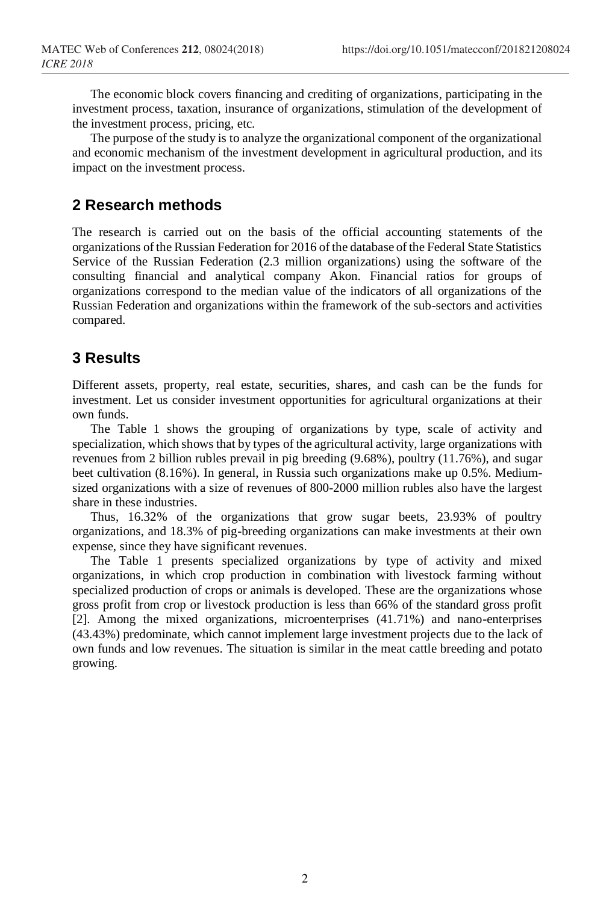The economic block covers financing and crediting of organizations, participating in the investment process, taxation, insurance of organizations, stimulation of the development of the investment process, pricing, etc.

The purpose of the study is to analyze the organizational component of the organizational and economic mechanism of the investment development in agricultural production, and its impact on the investment process.

## 2 Research methods

The research is carried out on the basis of the official accounting statements of the organizations of the Russian Federation for 2016 of the database of the Federal State Statistics Service of the Russian Federation (2.3 million organizations) using the software of the consulting financial and analytical company Akon. Financial ratios for groups of organizations correspond to the median value of the indicators of all organizations of the Russian Federation and organizations within the framework of the sub-sectors and activities compared.

## 3 Results

Different assets, property, real estate, securities, shares, and cash can be the funds for investment. Let us consider investment opportunities for agricultural organizations at their own funds.

The Table 1 shows the grouping of organizations by type, scale of activity and specialization, which shows that by types of the agricultural activity, large organizations with revenues from 2 billion rubles prevail in pig breeding (9.68%), poultry (11.76%), and sugar beet cultivation (8.16%). In general, in Russia such organizations make up 0.5%. Medium-sized organizations with a size of revenues of 800-2000 million rubles also have the largest share in these industries.

Thus, 16.32% of the organizations that grow sugar beets, 23.93% of poultry organizations, and 18.3% of pig-breeding organizations can make investments at their own expense, since they have significant revenues.

The Table 1 presents specialized organizations by type of activity and mixed organizations, in which crop production in combination with livestock farming without specialized production of crops or animals is developed. These are the organizations whose gross profit from crop or livestock production is less than 66% of the standard gross profit [2]. Among the mixed organizations, microenterprises (41.71%) and nano-enterprises (43.43%) predominate, which cannot implement large investment projects due to the lack of own funds and low revenues. The situation is similar in the meat cattle breeding and potato growing.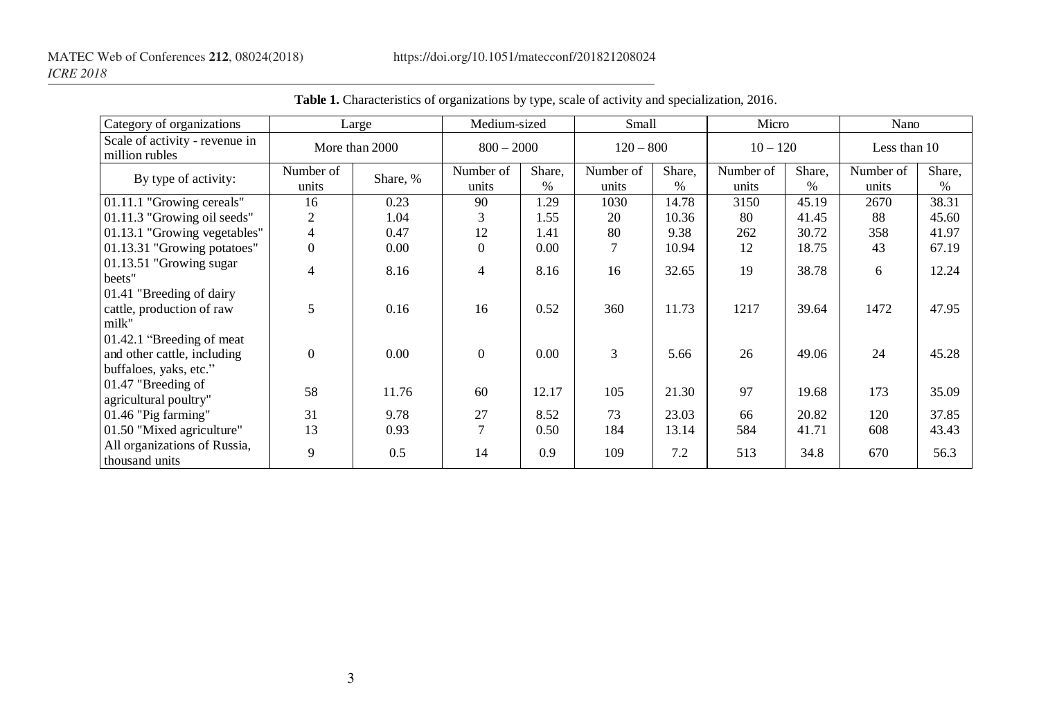**Table 1.** Characteristics of organizations by type, scale of activity and specialization, 2016.

| Category of organizations | Large | | Medium-sized | | Small | | Micro | | Nano | |
|---|---|---|---|---|---|---|---|---|---|---|
| Scale of activity - revenue in million rubles | More than 2000 | | 800 – 2000 | | 120 – 800 | | 10 – 120 | | Less than 10 | |
| By type of activity: | Number of units | Share, % | Number of units | Share, % | Number of units | Share, % | Number of units | Share, % | Number of units | Share, % |
| 01.11.1 "Growing cereals" | 16 | 0.23 | 90 | 1.29 | 1030 | 14.78 | 3150 | 45.19 | 2670 | 38.31 |
| 01.11.3 "Growing oil seeds" | 2 | 1.04 | 3 | 1.55 | 20 | 10.36 | 80 | 41.45 | 88 | 45.60 |
| 01.13.1 "Growing vegetables" | 4 | 0.47 | 12 | 1.41 | 80 | 9.38 | 262 | 30.72 | 358 | 41.97 |
| 01.13.31 "Growing potatoes" | 0 | 0.00 | 0 | 0.00 | 7 | 10.94 | 12 | 18.75 | 43 | 67.19 |
| 01.13.51 "Growing sugar beets" | 4 | 8.16 | 4 | 8.16 | 16 | 32.65 | 19 | 38.78 | 6 | 12.24 |
| 01.41 "Breeding of dairy cattle, production of raw milk" | 5 | 0.16 | 16 | 0.52 | 360 | 11.73 | 1217 | 39.64 | 1472 | 47.95 |
| 01.42.1 "Breeding of meat and other cattle, including buffaloes, yaks, etc." | 0 | 0.00 | 0 | 0.00 | 3 | 5.66 | 26 | 49.06 | 24 | 45.28 |
| 01.47 "Breeding of agricultural poultry" | 58 | 11.76 | 60 | 12.17 | 105 | 21.30 | 97 | 19.68 | 173 | 35.09 |
| 01.46 "Pig farming" | 31 | 9.78 | 27 | 8.52 | 73 | 23.03 | 66 | 20.82 | 120 | 37.85 |
| 01.50 "Mixed agriculture" | 13 | 0.93 | 7 | 0.50 | 184 | 13.14 | 584 | 41.71 | 608 | 43.43 |
| All organizations of Russia, thousand units | 9 | 0.5 | 14 | 0.9 | 109 | 7.2 | 513 | 34.8 | 670 | 56.3 |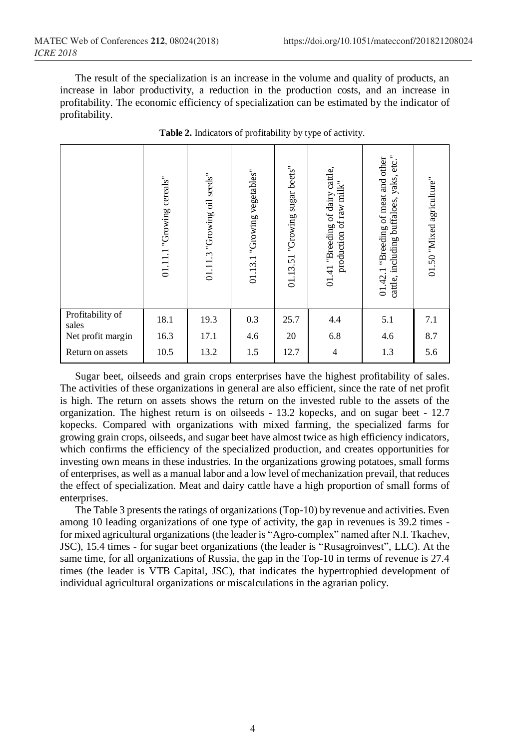The result of the specialization is an increase in the volume and quality of products, an increase in labor productivity, a reduction in the production costs, and an increase in profitability. The economic efficiency of specialization can be estimated by the indicator of profitability.

**Table 2.** Indicators of profitability by type of activity.

| | 01.11.1 "Growing cereals" | 01.11.3 "Growing oil seeds" | 01.13.1 "Growing vegetables" | 01.13.51 "Growing sugar beets" | 01.41 "Breeding of dairy cattle, production of raw milk" | 01.42.1 "Breeding of meat and other cattle, including buffaloes, yaks, etc." | 01.50 "Mixed agriculture" |
|---|---|---|---|---|---|---|---|
| Profitability of sales | 18.1 | 19.3 | 0.3 | 25.7 | 4.4 | 5.1 | 7.1 |
| Net profit margin | 16.3 | 17.1 | 4.6 | 20 | 6.8 | 4.6 | 8.7 |
| Return on assets | 10.5 | 13.2 | 1.5 | 12.7 | 4 | 1.3 | 5.6 |

Sugar beet, oilseeds and grain crops enterprises have the highest profitability of sales. The activities of these organizations in general are also efficient, since the rate of net profit is high. The return on assets shows the return on the invested ruble to the assets of the organization. The highest return is on oilseeds - 13.2 kopecks, and on sugar beet - 12.7 kopecks. Compared with organizations with mixed farming, the specialized farms for growing grain crops, oilseeds, and sugar beet have almost twice as high efficiency indicators, which confirms the efficiency of the specialized production, and creates opportunities for investing own means in these industries. In the organizations growing potatoes, small forms of enterprises, as well as a manual labor and a low level of mechanization prevail, that reduces the effect of specialization. Meat and dairy cattle have a high proportion of small forms of enterprises.

The Table 3 presents the ratings of organizations (Top-10) by revenue and activities. Even among 10 leading organizations of one type of activity, the gap in revenues is 39.2 times - for mixed agricultural organizations (the leader is "Agro-complex" named after N.I. Tkachev, JSC), 15.4 times - for sugar beet organizations (the leader is "Rusagroinvest", LLC). At the same time, for all organizations of Russia, the gap in the Top-10 in terms of revenue is 27.4 times (the leader is VTB Capital, JSC), that indicates the hypertrophied development of individual agricultural organizations or miscalculations in the agrarian policy.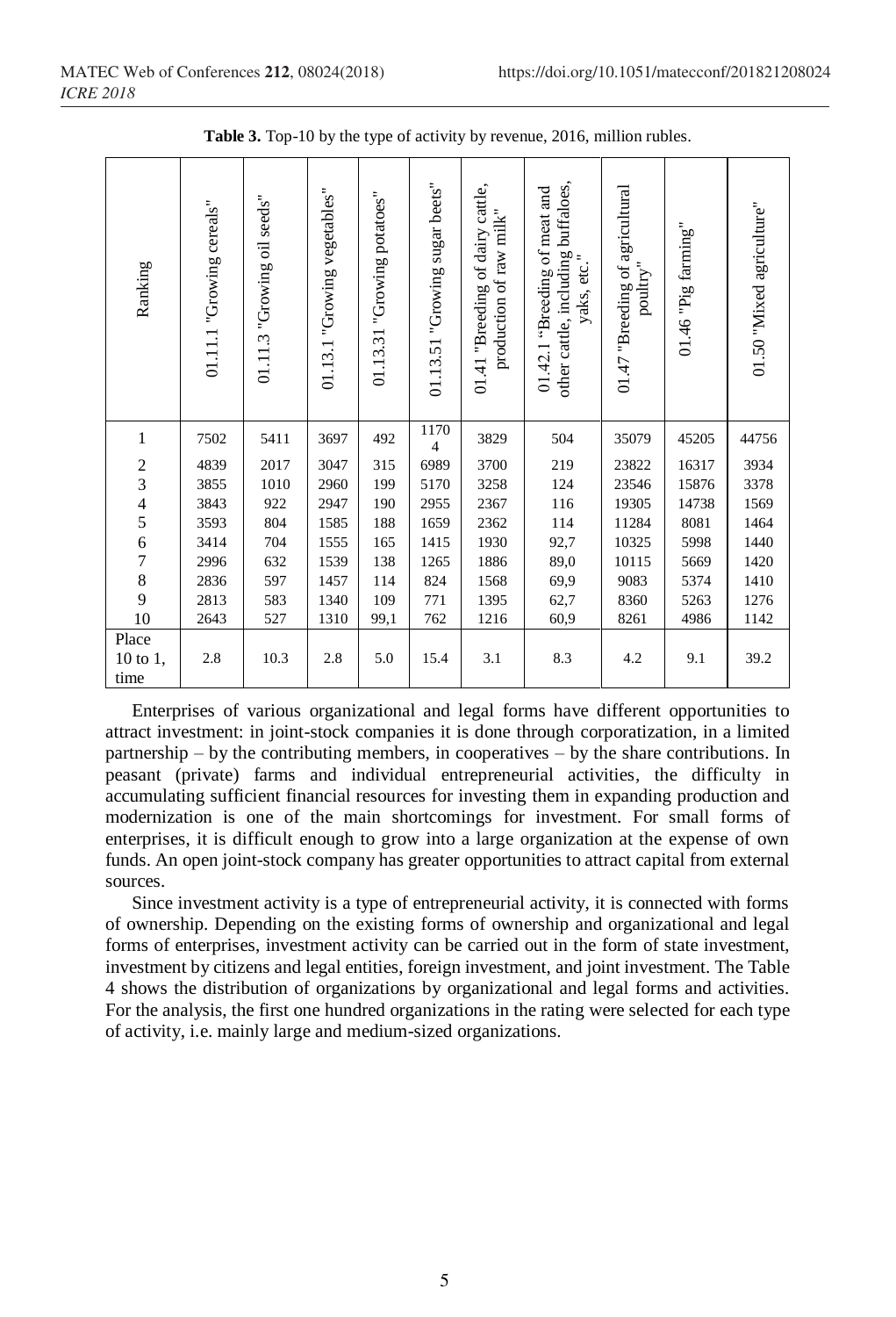**Table 3.** Top-10 by the type of activity by revenue, 2016, million rubles.

| Ranking | 01.11.1 "Growing cereals" | 01.11.3 "Growing oil seeds" | 01.13.1 "Growing vegetables" | 01.13.31 "Growing potatoes" | 01.13.51 "Growing sugar beets" | 01.41 "Breeding of dairy cattle, production of raw milk" | 01.42.1 "Breeding of meat and other cattle, including buffaloes, yaks, etc." | 01.47 "Breeding of agricultural poultry" | 01.46 "Pig farming" | 01.50 "Mixed agriculture" |
|---|---|---|---|---|---|---|---|---|---|---|
| 1 | 7502 | 5411 | 3697 | 492 | 11704 | 3829 | 504 | 35079 | 45205 | 44756 |
| 2 | 4839 | 2017 | 3047 | 315 | 6989 | 3700 | 219 | 23822 | 16317 | 3934 |
| 3 | 3855 | 1010 | 2960 | 199 | 5170 | 3258 | 124 | 23546 | 15876 | 3378 |
| 4 | 3843 | 922 | 2947 | 190 | 2955 | 2367 | 116 | 19305 | 14738 | 1569 |
| 5 | 3593 | 804 | 1585 | 188 | 1659 | 2362 | 114 | 11284 | 8081 | 1464 |
| 6 | 3414 | 704 | 1555 | 165 | 1415 | 1930 | 92,7 | 10325 | 5998 | 1440 |
| 7 | 2996 | 632 | 1539 | 138 | 1265 | 1886 | 89,0 | 10115 | 5669 | 1420 |
| 8 | 2836 | 597 | 1457 | 114 | 824 | 1568 | 69,9 | 9083 | 5374 | 1410 |
| 9 | 2813 | 583 | 1340 | 109 | 771 | 1395 | 62,7 | 8360 | 5263 | 1276 |
| 10 | 2643 | 527 | 1310 | 99,1 | 762 | 1216 | 60,9 | 8261 | 4986 | 1142 |
| Place 10 to 1, time | 2.8 | 10.3 | 2.8 | 5.0 | 15.4 | 3.1 | 8.3 | 4.2 | 9.1 | 39.2 |

Enterprises of various organizational and legal forms have different opportunities to attract investment: in joint-stock companies it is done through corporatization, in a limited partnership – by the contributing members, in cooperatives – by the share contributions. In peasant (private) farms and individual entrepreneurial activities, the difficulty in accumulating sufficient financial resources for investing them in expanding production and modernization is one of the main shortcomings for investment. For small forms of enterprises, it is difficult enough to grow into a large organization at the expense of own funds. An open joint-stock company has greater opportunities to attract capital from external sources.

Since investment activity is a type of entrepreneurial activity, it is connected with forms of ownership. Depending on the existing forms of ownership and organizational and legal forms of enterprises, investment activity can be carried out in the form of state investment, investment by citizens and legal entities, foreign investment, and joint investment. The Table 4 shows the distribution of organizations by organizational and legal forms and activities. For the analysis, the first one hundred organizations in the rating were selected for each type of activity, i.e. mainly large and medium-sized organizations.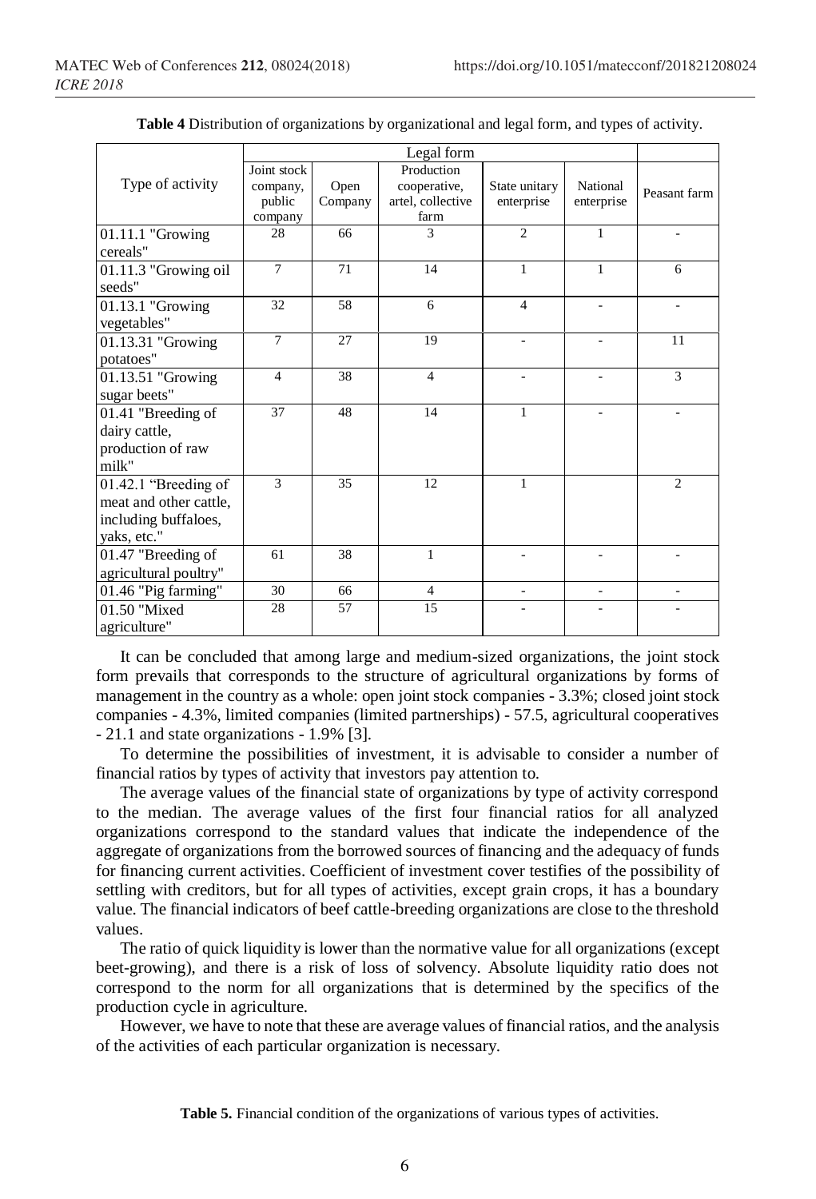**Table 4** Distribution of organizations by organizational and legal form, and types of activity.

| Type of activity | Legal form | | | | | |
|---|---|---|---|---|---|---|
| | Joint stock company, public company | Open Company | Production cooperative, artel, collective farm | State unitary enterprise | National enterprise | Peasant farm |
| 01.11.1 "Growing cereals" | 28 | 66 | 3 | 2 | 1 | - |
| 01.11.3 "Growing oil seeds" | 7 | 71 | 14 | 1 | 1 | 6 |
| 01.13.1 "Growing vegetables" | 32 | 58 | 6 | 4 | - | - |
| 01.13.31 "Growing potatoes" | 7 | 27 | 19 | - | - | 11 |
| 01.13.51 "Growing sugar beets" | 4 | 38 | 4 | - | - | 3 |
| 01.41 "Breeding of dairy cattle, production of raw milk" | 37 | 48 | 14 | 1 | - | - |
| 01.42.1 "Breeding of meat and other cattle, including buffaloes, yaks, etc." | 3 | 35 | 12 | 1 | | 2 |
| 01.47 "Breeding of agricultural poultry" | 61 | 38 | 1 | - | - | - |
| 01.46 "Pig farming" | 30 | 66 | 4 | - | - | - |
| 01.50 "Mixed agriculture" | 28 | 57 | 15 | - | - | - |

It can be concluded that among large and medium-sized organizations, the joint stock form prevails that corresponds to the structure of agricultural organizations by forms of management in the country as a whole: open joint stock companies - 3.3%; closed joint stock companies - 4.3%, limited companies (limited partnerships) - 57.5, agricultural cooperatives - 21.1 and state organizations - 1.9% [3].

To determine the possibilities of investment, it is advisable to consider a number of financial ratios by types of activity that investors pay attention to.

The average values of the financial state of organizations by type of activity correspond to the median. The average values of the first four financial ratios for all analyzed organizations correspond to the standard values that indicate the independence of the aggregate of organizations from the borrowed sources of financing and the adequacy of funds for financing current activities. Coefficient of investment cover testifies of the possibility of settling with creditors, but for all types of activities, except grain crops, it has a boundary value. The financial indicators of beef cattle-breeding organizations are close to the threshold values.

The ratio of quick liquidity is lower than the normative value for all organizations (except beet-growing), and there is a risk of loss of solvency. Absolute liquidity ratio does not correspond to the norm for all organizations that is determined by the specifics of the production cycle in agriculture.

However, we have to note that these are average values of financial ratios, and the analysis of the activities of each particular organization is necessary.

**Table 5.** Financial condition of the organizations of various types of activities.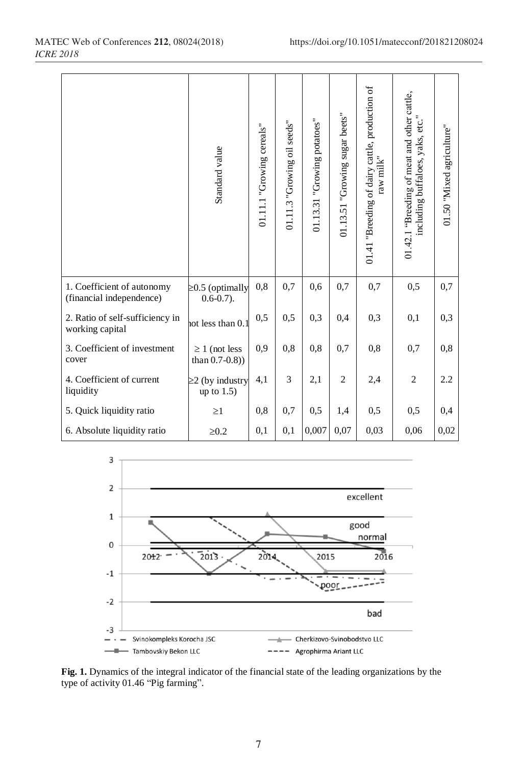|  | Standard value | 01.11.1 "Growing cereals" | 01.11.3 "Growing oil seeds" | 01.13.31 "Growing potatoes" | 01.13.51 "Growing sugar beets" | 01.41 "Breeding of dairy cattle, production of raw milk" | 01.42.1 "Breeding of meat and other cattle, including buffaloes, yaks, etc." | 01.50 "Mixed agriculture" |
|---|---|---|---|---|---|---|---|---|
| 1. Coefficient of autonomy (financial independence) | ≥0.5 (optimally 0.6-0.7). | 0,8 | 0,7 | 0,6 | 0,7 | 0,7 | 0,5 | 0,7 |
| 2. Ratio of self-sufficiency in working capital | not less than 0.1 | 0,5 | 0,5 | 0,3 | 0,4 | 0,3 | 0,1 | 0,3 |
| 3. Coefficient of investment cover | ≥ 1 (not less than 0.7-0.8)) | 0,9 | 0,8 | 0,8 | 0,7 | 0,8 | 0,7 | 0,8 |
| 4. Coefficient of current liquidity | ≥2 (by industry up to 1.5) | 4,1 | 3 | 2,1 | 2 | 2,4 | 2 | 2.2 |
| 5. Quick liquidity ratio | ≥1 | 0,8 | 0,7 | 0,5 | 1,4 | 0,5 | 0,5 | 0,4 |
| 6. Absolute liquidity ratio | ≥0.2 | 0,1 | 0,1 | 0,007 | 0,07 | 0,03 | 0,06 | 0,02 |

**Fig. 1.** Dynamics of the integral indicator of the financial state of the leading organizations by the type of activity 01.46 "Pig farming".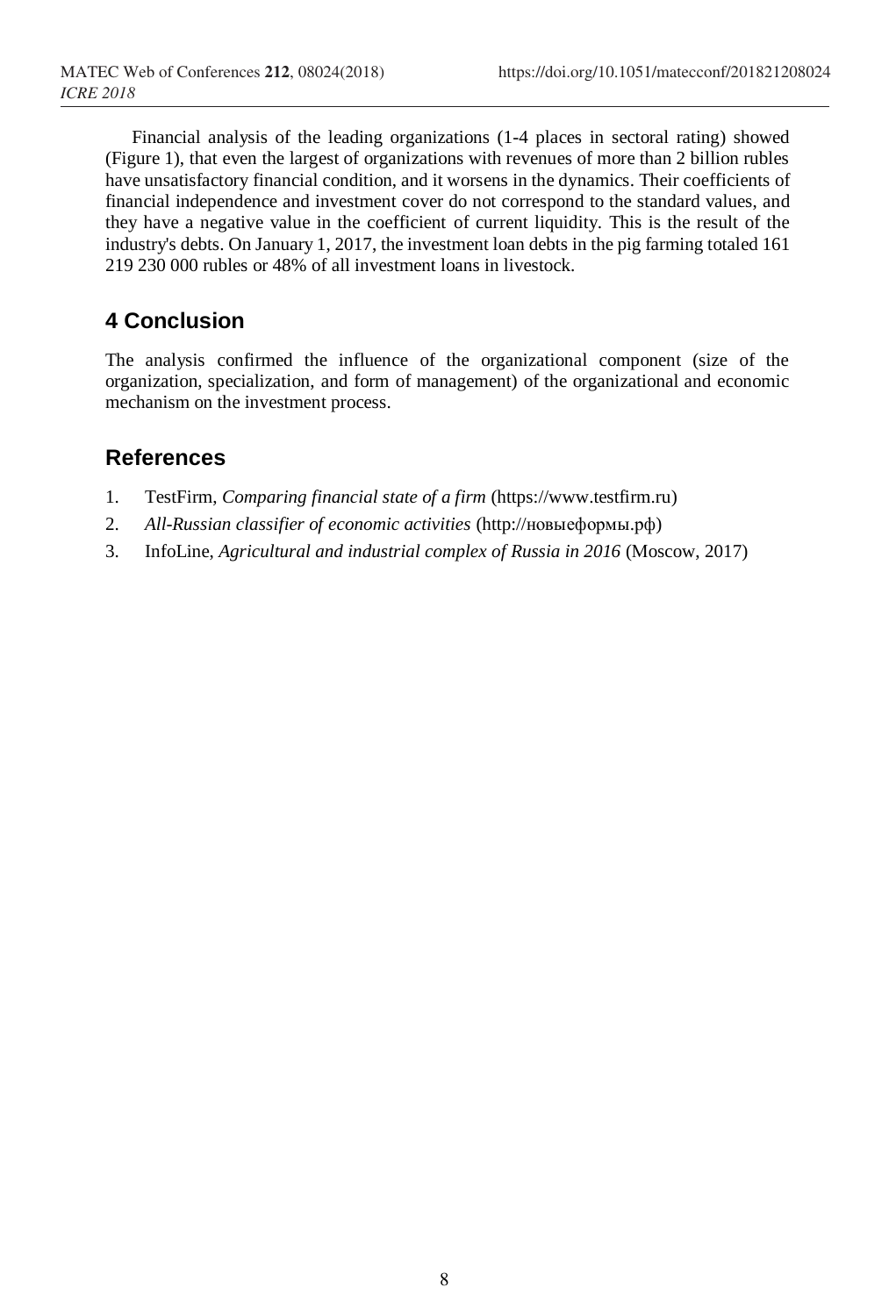Financial analysis of the leading organizations (1-4 places in sectoral rating) showed (Figure 1), that even the largest of organizations with revenues of more than 2 billion rubles have unsatisfactory financial condition, and it worsens in the dynamics. Their coefficients of financial independence and investment cover do not correspond to the standard values, and they have a negative value in the coefficient of current liquidity. This is the result of the industry's debts. On January 1, 2017, the investment loan debts in the pig farming totaled 161 219 230 000 rubles or 48% of all investment loans in livestock.

## 4 Conclusion

The analysis confirmed the influence of the organizational component (size of the organization, specialization, and form of management) of the organizational and economic mechanism on the investment process.

## References

1. TestFirm, *Comparing financial state of a firm* (https://www.testfirm.ru)
2. *All-Russian classifier of economic activities* (http://новыеформы.рф)
3. InfoLine, *Agricultural and industrial complex of Russia in 2016* (Moscow, 2017)